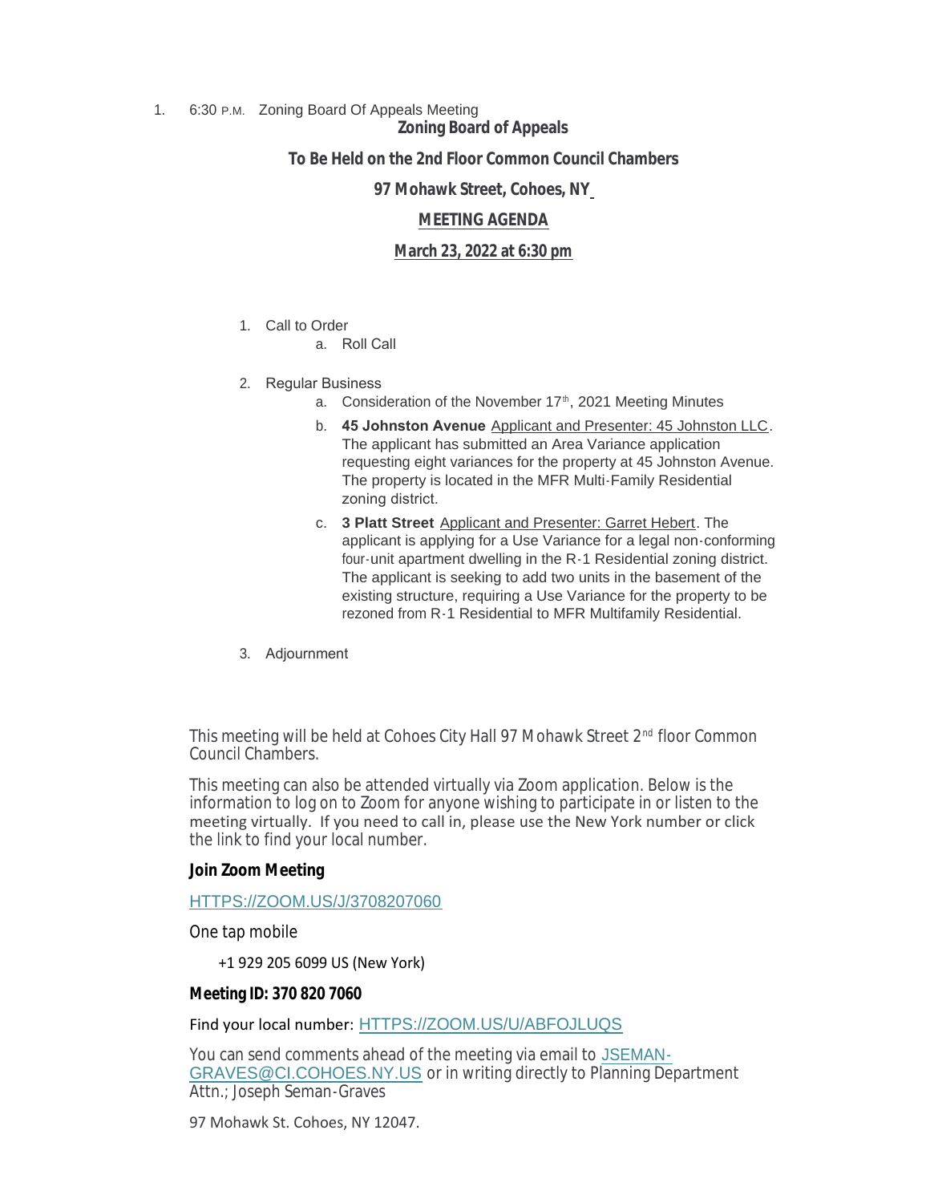1. 6:30 P.M. Zoning Board Of Appeals Meeting

**Zoning Board of Appeals**

**To Be Held on the 2nd Floor Common Council Chambers**

**97 Mohawk Street, Cohoes, NY**

**MEETING AGENDA**

**March 23, 2022 at 6:30 pm**

1. Call to Order
   a. Roll Call

2. Regular Business
   a. Consideration of the November 17th, 2021 Meeting Minutes
   b. **45 Johnston Avenue** Applicant and Presenter: 45 Johnston LLC. The applicant has submitted an Area Variance application requesting eight variances for the property at 45 Johnston Avenue. The property is located in the MFR Multi-Family Residential zoning district.
   c. **3 Platt Street** Applicant and Presenter: Garret Hebert. The applicant is applying for a Use Variance for a legal non-conforming four-unit apartment dwelling in the R-1 Residential zoning district. The applicant is seeking to add two units in the basement of the existing structure, requiring a Use Variance for the property to be rezoned from R-1 Residential to MFR Multifamily Residential.

3. Adjournment

This meeting will be held at Cohoes City Hall 97 Mohawk Street 2nd floor Common Council Chambers.

This meeting can also be attended virtually via Zoom application. Below is the information to log on to Zoom for anyone wishing to participate in or listen to the meeting virtually. If you need to call in, please use the New York number or click the link to find your local number.

**Join Zoom Meeting**

HTTPS://ZOOM.US/J/3708207060

One tap mobile

+1 929 205 6099 US (New York)

**Meeting ID: 370 820 7060**

Find your local number: HTTPS://ZOOM.US/U/ABFOJLUQS

You can send comments ahead of the meeting via email to JSEMAN-GRAVES@CI.COHOES.NY.US or in writing directly to Planning Department Attn.; Joseph Seman-Graves

97 Mohawk St. Cohoes, NY 12047.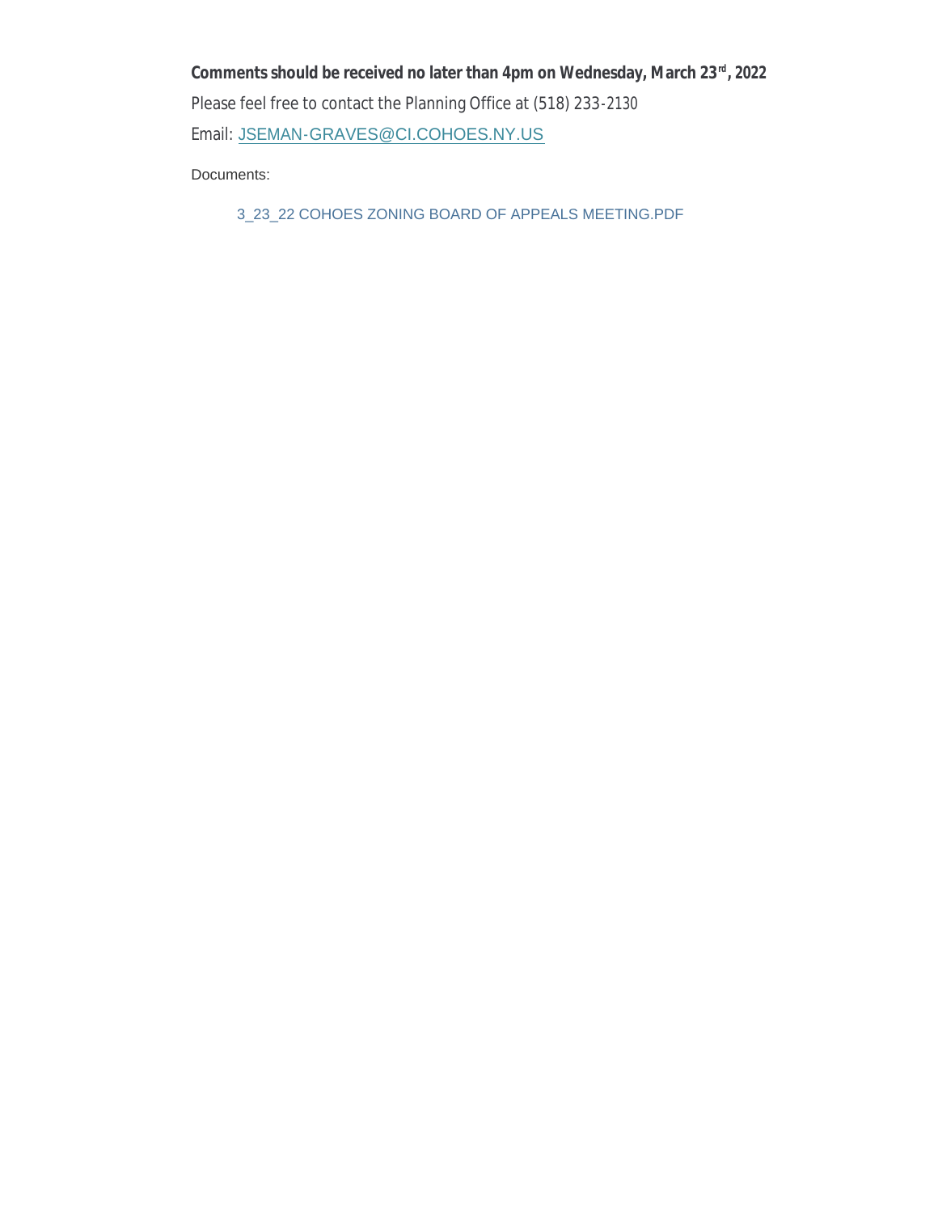**Comments should be received no later than 4pm on Wednesday, March 23rd, 2022**

Please feel free to contact the Planning Office at (518) 233-2130

Email: JSEMAN-GRAVES@CI.COHOES.NY.US

Documents:

3_23_22 COHOES ZONING BOARD OF APPEALS MEETING.PDF